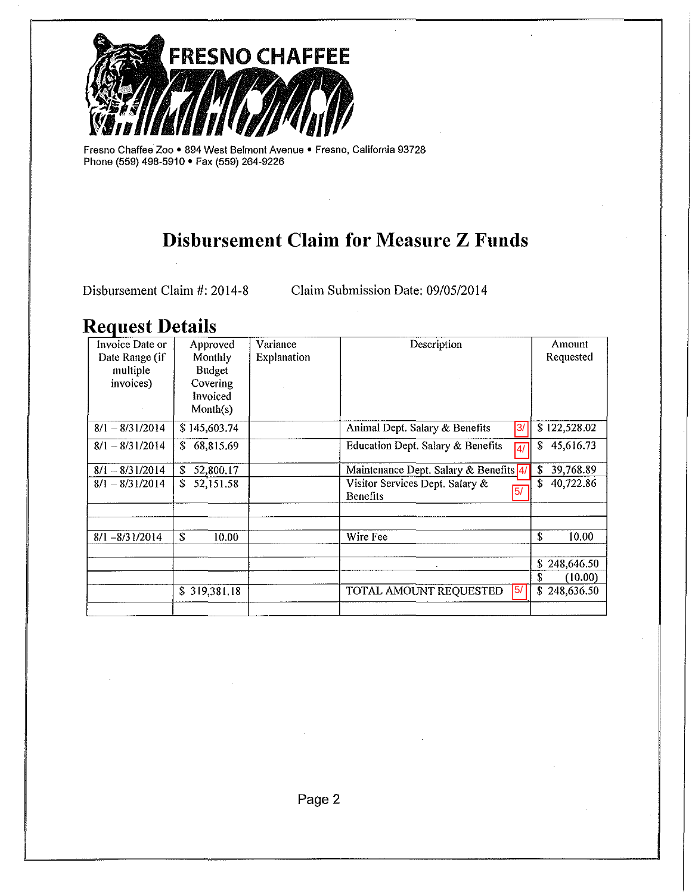# FRESNO CHAFFEE ZOO

Fresno Chaffee Zoo • 894 West Belmont Avenue • Fresno, California 93728
Phone (559) 498-5910 • Fax (559) 264-9226

## Disbursement Claim for Measure Z Funds

Disbursement Claim #: 2014-8 Claim Submission Date: 09/05/2014

## Request Details

| Invoice Date or Date Range (if multiple invoices) | Approved Monthly Budget Covering Invoiced Month(s) | Variance Explanation | Description | Amount Requested |
|---|---|---|---|---|
| 8/1 – 8/31/2014 | $ 145,603.74 | | Animal Dept. Salary & Benefits 3/ | $ 122,528.02 |
| 8/1 – 8/31/2014 | $ 68,815.69 | | Education Dept. Salary & Benefits 4/ | $ 45,616.73 |
| 8/1 – 8/31/2014 | $ 52,800.17 | | Maintenance Dept. Salary & Benefits 4/ | $ 39,768.89 |
| 8/1 – 8/31/2014 | $ 52,151.58 | | Visitor Services Dept. Salary & Benefits 5/ | $ 40,722.86 |
| | | | | |
| | | | | |
| 8/1 –8/31/2014 | $ 10.00 | | Wire Fee | $ 10.00 |
| | | | | |
| | | | | $ 248,646.50 |
| | | | | $ (10.00) |
| | $ 319,381.18 | | TOTAL AMOUNT REQUESTED 5/ | $ 248,636.50 |
| | | | | |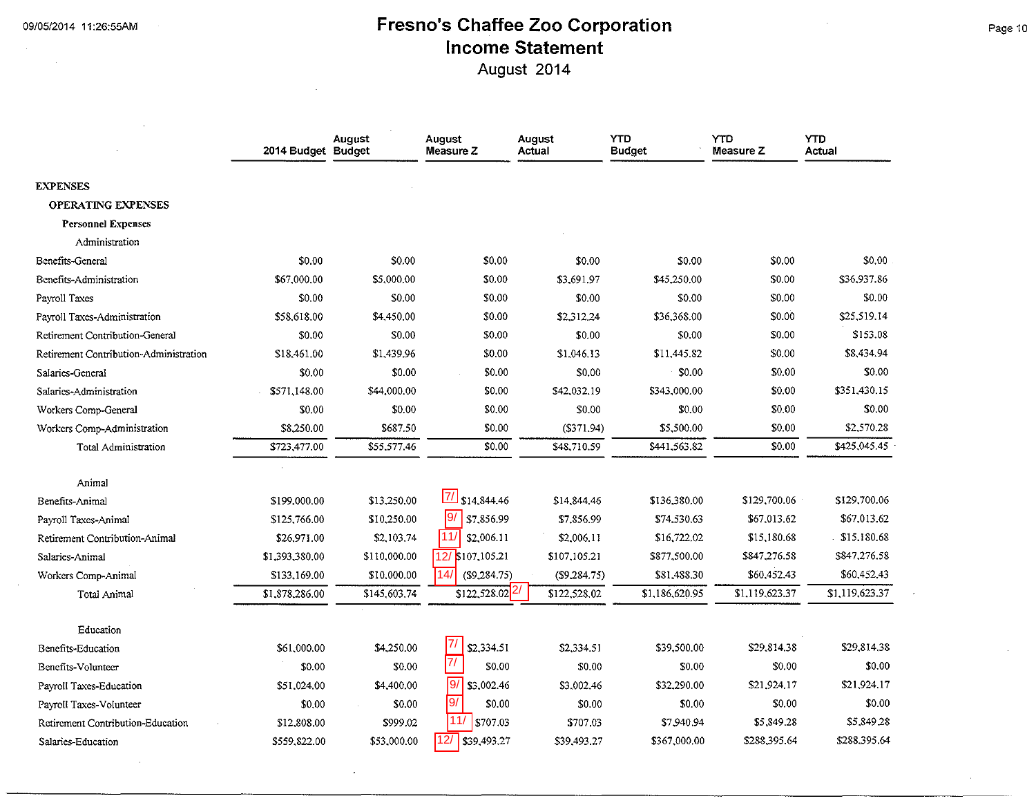# Fresno's Chaffee Zoo Corporation

## Income Statement

### August 2014

| | 2014 Budget | August Budget | August Measure Z | August Actual | YTD Budget | YTD Measure Z | YTD Actual |
|---|---|---|---|---|---|---|---|
| **EXPENSES** | | | | | | | |
| **OPERATING EXPENSES** | | | | | | | |
| **Personnel Expenses** | | | | | | | |
| Administration | | | | | | | |
| Benefits-General | $0.00 | $0.00 | $0.00 | $0.00 | $0.00 | $0.00 | $0.00 |
| Benefits-Administration | $67,000.00 | $5,000.00 | $0.00 | $3,691.97 | $45,250.00 | $0.00 | $36,937.86 |
| Payroll Taxes | $0.00 | $0.00 | $0.00 | $0.00 | $0.00 | $0.00 | $0.00 |
| Payroll Taxes-Administration | $58,618.00 | $4,450.00 | $0.00 | $2,312.24 | $36,368.00 | $0.00 | $25,519.14 |
| Retirement Contribution-General | $0.00 | $0.00 | $0.00 | $0.00 | $0.00 | $0.00 | $153.08 |
| Retirement Contribution-Administration | $18,461.00 | $1,439.96 | $0.00 | $1,046.13 | $11,445.82 | $0.00 | $8,434.94 |
| Salaries-General | $0.00 | $0.00 | $0.00 | $0.00 | $0.00 | $0.00 | $0.00 |
| Salaries-Administration | $571,148.00 | $44,000.00 | $0.00 | $42,032.19 | $343,000.00 | $0.00 | $351,430.15 |
| Workers Comp-General | $0.00 | $0.00 | $0.00 | $0.00 | $0.00 | $0.00 | $0.00 |
| Workers Comp-Administration | $8,250.00 | $687.50 | $0.00 | ($371.94) | $5,500.00 | $0.00 | $2,570.28 |
| Total Administration | $723,477.00 | $55,577.46 | $0.00 | $48,710.59 | $441,563.82 | $0.00 | $425,045.45 |
| Animal | | | | | | | |
| Benefits-Animal | $199,000.00 | $13,250.00 | 7/ $14,844.46 | $14,844.46 | $136,380.00 | $129,700.06 | $129,700.06 |
| Payroll Taxes-Animal | $125,766.00 | $10,250.00 | 9/ $7,856.99 | $7,856.99 | $74,530.63 | $67,013.62 | $67,013.62 |
| Retirement Contribution-Animal | $26,971.00 | $2,103.74 | 11/ $2,006.11 | $2,006.11 | $16,722.02 | $15,180.68 | $15,180.68 |
| Salaries-Animal | $1,393,380.00 | $110,000.00 | 12/ $107,105.21 | $107,105.21 | $877,500.00 | $847,276.58 | $847,276.58 |
| Workers Comp-Animal | $133,169.00 | $10,000.00 | 14/ ($9,284.75) | ($9,284.75) | $81,488.30 | $60,452.43 | $60,452.43 |
| Total Animal | $1,878,286.00 | $145,603.74 | $122,528.02 2/ | $122,528.02 | $1,186,620.95 | $1,119,623.37 | $1,119,623.37 |
| Education | | | | | | | |
| Benefits-Education | $61,000.00 | $4,250.00 | 7/ $2,334.51 | $2,334.51 | $39,500.00 | $29,814.38 | $29,814.38 |
| Benefits-Volunteer | $0.00 | $0.00 | 7/ $0.00 | $0.00 | $0.00 | $0.00 | $0.00 |
| Payroll Taxes-Education | $51,024.00 | $4,400.00 | 9/ $3,002.46 | $3,002.46 | $32,290.00 | $21,924.17 | $21,924.17 |
| Payroll Taxes-Volunteer | $0.00 | $0.00 | 9/ $0.00 | $0.00 | $0.00 | $0.00 | $0.00 |
| Retirement Contribution-Education | $12,808.00 | $999.02 | 11/ $707.03 | $707.03 | $7,940.94 | $5,849.28 | $5,849.28 |
| Salaries-Education | $559,822.00 | $53,000.00 | 12/ $39,493.27 | $39,493.27 | $367,000.00 | $288,395.64 | $288,395.64 |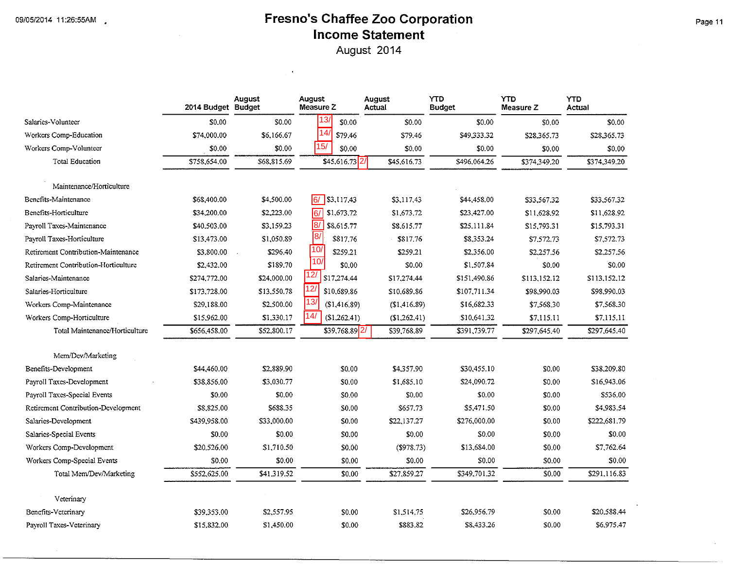# Fresno's Chaffee Zoo Corporation

## Income Statement

August 2014

| | 2014 Budget | August Budget | August Measure Z | August Actual | YTD Budget | YTD Measure Z | YTD Actual |
|---|---|---|---|---|---|---|---|
| Salaries-Volunteer | $0.00 | $0.00 | 13/ $0.00 | $0.00 | $0.00 | $0.00 | $0.00 |
| Workers Comp-Education | $74,000.00 | $6,166.67 | 14/ $79.46 | $79.46 | $49,333.32 | $28,365.73 | $28,365.73 |
| Workers Comp-Volunteer | $0.00 | $0.00 | 15/ $0.00 | $0.00 | $0.00 | $0.00 | $0.00 |
| Total Education | $758,654.00 | $68,815.69 | $45,616.73  2/ | $45,616.73 | $496,064.26 | $374,349.20 | $374,349.20 |
| **Maintenance/Horticulture** | | | | | | | |
| Benefits-Maintenance | $68,400.00 | $4,500.00 | 6/ $3,117.43 | $3,117.43 | $44,458.00 | $33,567.32 | $33,567.32 |
| Benefits-Horticulture | $34,200.00 | $2,223.00 | 6/ $1,673.72 | $1,673.72 | $23,427.00 | $11,628.92 | $11,628.92 |
| Payroll Taxes-Maintenance | $40,503.00 | $3,159.23 | 8/ $8,615.77 | $8,615.77 | $25,111.84 | $15,793.31 | $15,793.31 |
| Payroll Taxes-Horticulture | $13,473.00 | $1,050.89 | 8/ $817.76 | $817.76 | $8,353.24 | $7,572.73 | $7,572.73 |
| Retirement Contribution-Maintenance | $3,800.00 | $296.40 | 10/ $259.21 | $259.21 | $2,356.00 | $2,257.56 | $2,257.56 |
| Retirement Contribution-Horticulture | $2,432.00 | $189.70 | 10/ $0.00 | $0.00 | $1,507.84 | $0.00 | $0.00 |
| Salaries-Maintenance | $274,772.00 | $24,000.00 | 12/ $17,274.44 | $17,274.44 | $151,490.86 | $113,152.12 | $113,152.12 |
| Salaries-Horticulture | $173,728.00 | $13,550.78 | 12/ $10,689.86 | $10,689.86 | $107,711.34 | $98,990.03 | $98,990.03 |
| Workers Comp-Maintenance | $29,188.00 | $2,500.00 | 13/ ($1,416.89) | ($1,416.89) | $16,682.33 | $7,568.30 | $7,568.30 |
| Workers Comp-Horticulture | $15,962.00 | $1,330.17 | 14/ ($1,262.41) | ($1,262.41) | $10,641.32 | $7,115.11 | $7,115.11 |
| Total Maintenance/Horticulture | $656,458.00 | $52,800.17 | $39,768.89 2/ | $39,768.89 | $391,739.77 | $297,645.40 | $297,645.40 |
| **Mem/Dev/Marketing** | | | | | | | |
| Benefits-Development | $44,460.00 | $2,889.90 | $0.00 | $4,357.90 | $30,455.10 | $0.00 | $38,209.80 |
| Payroll Taxes-Development | $38,856.00 | $3,030.77 | $0.00 | $1,685.10 | $24,090.72 | $0.00 | $16,943.06 |
| Payroll Taxes-Special Events | $0.00 | $0.00 | $0.00 | $0.00 | $0.00 | $0.00 | $536.00 |
| Retirement Contribution-Development | $8,825.00 | $688.35 | $0.00 | $657.73 | $5,471.50 | $0.00 | $4,983.54 |
| Salaries-Development | $439,958.00 | $33,000.00 | $0.00 | $22,137.27 | $276,000.00 | $0.00 | $222,681.79 |
| Salaries-Special Events | $0.00 | $0.00 | $0.00 | $0.00 | $0.00 | $0.00 | $0.00 |
| Workers Comp-Development | $20,526.00 | $1,710.50 | $0.00 | ($978.73) | $13,684.00 | $0.00 | $7,762.64 |
| Workers Comp-Special Events | $0.00 | $0.00 | $0.00 | $0.00 | $0.00 | $0.00 | $0.00 |
| Total Mem/Dev/Marketing | $552,625.00 | $41,319.52 | $0.00 | $27,859.27 | $349,701.32 | $0.00 | $291,116.83 |
| **Veterinary** | | | | | | | |
| Benefits-Veterinary | $39,353.00 | $2,557.95 | $0.00 | $1,514.75 | $26,956.79 | $0.00 | $20,588.44 |
| Payroll Taxes-Veterinary | $15,832.00 | $1,450.00 | $0.00 | $883.82 | $8,433.26 | $0.00 | $6,975.47 |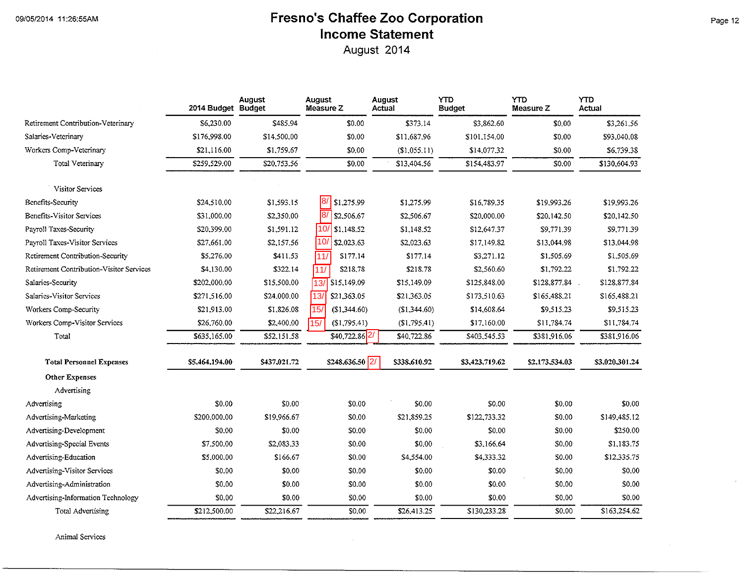# Fresno's Chaffee Zoo Corporation

## Income Statement

August 2014

| | 2014 Budget | August Budget | August Measure Z | August Actual | YTD Budget | YTD Measure Z | YTD Actual |
|---|---|---|---|---|---|---|---|
| Retirement Contribution-Veterinary | $6,230.00 | $485.94 | $0.00 | $373.14 | $3,862.60 | $0.00 | $3,261.56 |
| Salaries-Veterinary | $176,998.00 | $14,500.00 | $0.00 | $11,687.96 | $101,154.00 | $0.00 | $93,040.08 |
| Workers Comp-Veterinary | $21,116.00 | $1,759.67 | $0.00 | ($1,055.11) | $14,077.32 | $0.00 | $6,739.38 |
| Total Veterinary | $259,529.00 | $20,753.56 | $0.00 | $13,404.56 | $154,483.97 | $0.00 | $130,604.93 |
| **Visitor Services** | | | | | | | |
| Benefits-Security | $24,510.00 | $1,593.15 | 8/ $1,275.99 | $1,275.99 | $16,789.35 | $19,993.26 | $19,993.26 |
| Benefits-Visitor Services | $31,000.00 | $2,350.00 | 8/ $2,506.67 | $2,506.67 | $20,000.00 | $20,142.50 | $20,142.50 |
| Payroll Taxes-Security | $20,399.00 | $1,591.12 | 10/ $1,148.52 | $1,148.52 | $12,647.37 | $9,771.39 | $9,771.39 |
| Payroll Taxes-Visitor Services | $27,661.00 | $2,157.56 | 10/ $2,023.63 | $2,023.63 | $17,149.82 | $13,044.98 | $13,044.98 |
| Retirement Contribution-Security | $5,276.00 | $411.53 | 11/ $177.14 | $177.14 | $3,271.12 | $1,505.69 | $1,505.69 |
| Retirement Contribution-Visitor Services | $4,130.00 | $322.14 | 11/ $218.78 | $218.78 | $2,560.60 | $1,792.22 | $1,792.22 |
| Salaries-Security | $202,000.00 | $15,500.00 | 13/ $15,149.09 | $15,149.09 | $125,848.00 | $128,877.84 | $128,877.84 |
| Salaries-Visitor Services | $271,516.00 | $24,000.00 | 13/ $21,363.05 | $21,363.05 | $173,510.63 | $165,488.21 | $165,488.21 |
| Workers Comp-Security | $21,913.00 | $1,826.08 | 15/ ($1,344.60) | ($1,344.60) | $14,608.64 | $9,515.23 | $9,515.23 |
| Workers Comp-Visitor Services | $26,760.00 | $2,400.00 | 15/ ($1,795.41) | ($1,795.41) | $17,160.00 | $11,784.74 | $11,784.74 |
| Total | $635,165.00 | $52,151.58 | $40,722.86 2/ | $40,722.86 | $403,545.53 | $381,916.06 | $381,916.06 |
| **Total Personnel Expenses** | **$5,464,194.00** | **$437,021.72** | **$248,636.50** 2/ | **$338,610.92** | **$3,423,719.62** | **$2,173,534.03** | **$3,020,301.24** |
| **Other Expenses** | | | | | | | |
| Advertising | | | | | | | |
| Advertising | $0.00 | $0.00 | $0.00 | $0.00 | $0.00 | $0.00 | $0.00 |
| Advertising-Marketing | $200,000.00 | $19,966.67 | $0.00 | $21,859.25 | $122,733.32 | $0.00 | $149,485.12 |
| Advertising-Development | $0.00 | $0.00 | $0.00 | $0.00 | $0.00 | $0.00 | $250.00 |
| Advertising-Special Events | $7,500.00 | $2,083.33 | $0.00 | $0.00 | $3,166.64 | $0.00 | $1,183.75 |
| Advertising-Education | $5,000.00 | $166.67 | $0.00 | $4,554.00 | $4,333.32 | $0.00 | $12,335.75 |
| Advertising-Visitor Services | $0.00 | $0.00 | $0.00 | $0.00 | $0.00 | $0.00 | $0.00 |
| Advertising-Administration | $0.00 | $0.00 | $0.00 | $0.00 | $0.00 | $0.00 | $0.00 |
| Advertising-Information Technology | $0.00 | $0.00 | $0.00 | $0.00 | $0.00 | $0.00 | $0.00 |
| Total Advertising | $212,500.00 | $22,216.67 | $0.00 | $26,413.25 | $130,233.28 | $0.00 | $163,254.62 |

Animal Services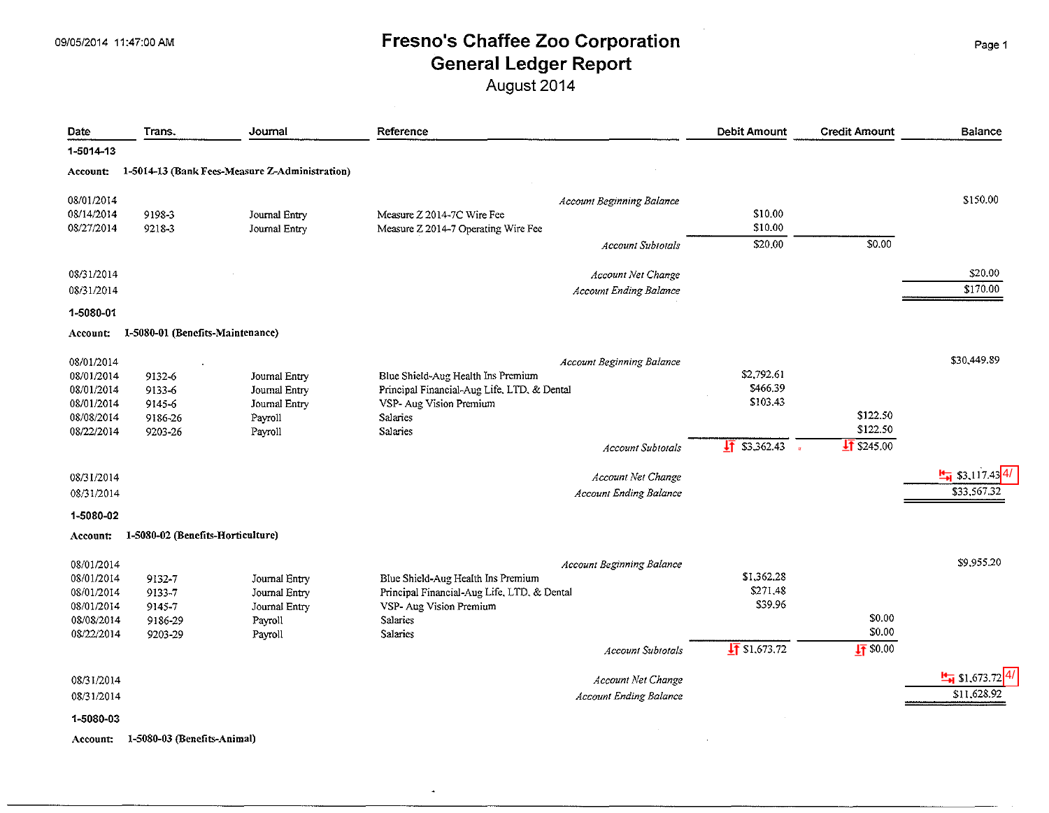09/05/2014 11:47:00 AM

# Fresno's Chaffee Zoo Corporation
## General Ledger Report
### August 2014

| Date | Trans. | Journal | Reference | Debit Amount | Credit Amount | Balance |
|---|---|---|---|---|---|---|
| **1-5014-13** | | | | | | |
| **Account: 1-5014-13 (Bank Fees-Measure Z-Administration)** | | | | | | |
| 08/01/2014 | | | *Account Beginning Balance* | | | $150.00 |
| 08/14/2014 | 9198-3 | Journal Entry | Measure Z 2014-7C Wire Fee | $10.00 | | |
| 08/27/2014 | 9218-3 | Journal Entry | Measure Z 2014-7 Operating Wire Fee | $10.00 | | |
| | | | *Account Subtotals* | $20.00 | $0.00 | |
| 08/31/2014 | | | *Account Net Change* | | | $20.00 |
| 08/31/2014 | | | *Account Ending Balance* | | | $170.00 |
| **1-5080-01** | | | | | | |
| **Account: 1-5080-01 (Benefits-Maintenance)** | | | | | | |
| 08/01/2014 | | | *Account Beginning Balance* | | | $30,449.89 |
| 08/01/2014 | 9132-6 | Journal Entry | Blue Shield-Aug Health Ins Premium | $2,792.61 | | |
| 08/01/2014 | 9133-6 | Journal Entry | Principal Financial-Aug Life, LTD, & Dental | $466.39 | | |
| 08/01/2014 | 9145-6 | Journal Entry | VSP- Aug Vision Premium | $103.43 | | |
| 08/08/2014 | 9186-26 | Payroll | Salaries | | $122.50 | |
| 08/22/2014 | 9203-26 | Payroll | Salaries | | $122.50 | |
| | | | *Account Subtotals* | $3,362.43 | $245.00 | |
| 08/31/2014 | | | *Account Net Change* | | | $3,117.43 4/ |
| 08/31/2014 | | | *Account Ending Balance* | | | $33,567.32 |
| **1-5080-02** | | | | | | |
| **Account: 1-5080-02 (Benefits-Horticulture)** | | | | | | |
| 08/01/2014 | | | *Account Beginning Balance* | | | $9,955.20 |
| 08/01/2014 | 9132-7 | Journal Entry | Blue Shield-Aug Health Ins Premium | $1,362.28 | | |
| 08/01/2014 | 9133-7 | Journal Entry | Principal Financial-Aug Life, LTD, & Dental | $271.48 | | |
| 08/01/2014 | 9145-7 | Journal Entry | VSP- Aug Vision Premium | $39.96 | | |
| 08/08/2014 | 9186-29 | Payroll | Salaries | | $0.00 | |
| 08/22/2014 | 9203-29 | Payroll | Salaries | | $0.00 | |
| | | | *Account Subtotals* | $1,673.72 | $0.00 | |
| 08/31/2014 | | | *Account Net Change* | | | $1,673.72 4/ |
| 08/31/2014 | | | *Account Ending Balance* | | | $11,628.92 |
| **1-5080-03** | | | | | | |
| **Account: 1-5080-03 (Benefits-Animal)** | | | | | | |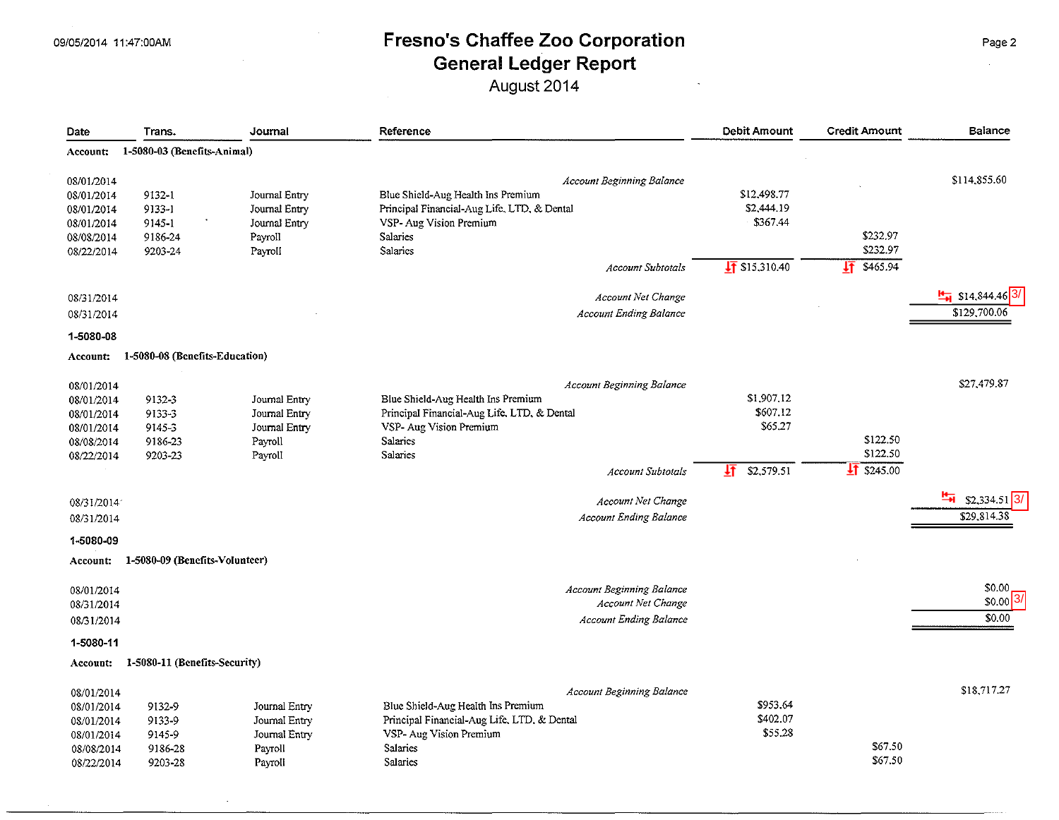# Fresno's Chaffee Zoo Corporation

## General Ledger Report

August 2014

09/05/2014 11:47:00AM

| Date | Trans. | Journal | Reference | Debit Amount | Credit Amount | Balance |
|---|---|---|---|---|---|---|
| **Account: 1-5080-03 (Benefits-Animal)** | | | | | | |
| 08/01/2014 | | | *Account Beginning Balance* | | | $114,855.60 |
| 08/01/2014 | 9132-1 | Journal Entry | Blue Shield-Aug Health Ins Premium | $12,498.77 | | |
| 08/01/2014 | 9133-1 | Journal Entry | Principal Financial-Aug Life, LTD, & Dental | $2,444.19 | | |
| 08/01/2014 | 9145-1 | Journal Entry | VSP- Aug Vision Premium | $367.44 | | |
| 08/08/2014 | 9186-24 | Payroll | Salaries | | $232.97 | |
| 08/22/2014 | 9203-24 | Payroll | Salaries | | $232.97 | |
| | | | *Account Subtotals* | $15,310.40 | $465.94 | |
| 08/31/2014 | | | *Account Net Change* | | | $14,844.46 3/ |
| 08/31/2014 | | | *Account Ending Balance* | | | $129,700.06 |
| **1-5080-08** | | | | | | |
| **Account: 1-5080-08 (Benefits-Education)** | | | | | | |
| 08/01/2014 | | | *Account Beginning Balance* | | | $27,479.87 |
| 08/01/2014 | 9132-3 | Journal Entry | Blue Shield-Aug Health Ins Premium | $1,907.12 | | |
| 08/01/2014 | 9133-3 | Journal Entry | Principal Financial-Aug Life, LTD, & Dental | $607.12 | | |
| 08/01/2014 | 9145-3 | Journal Entry | VSP- Aug Vision Premium | $65.27 | | |
| 08/08/2014 | 9186-23 | Payroll | Salaries | | $122.50 | |
| 08/22/2014 | 9203-23 | Payroll | Salaries | | $122.50 | |
| | | | *Account Subtotals* | $2,579.51 | $245.00 | |
| 08/31/2014 | | | *Account Net Change* | | | $2,334.51 3/ |
| 08/31/2014 | | | *Account Ending Balance* | | | $29,814.38 |
| **1-5080-09** | | | | | | |
| **Account: 1-5080-09 (Benefits-Volunteer)** | | | | | | |
| 08/01/2014 | | | *Account Beginning Balance* | | | $0.00 |
| 08/31/2014 | | | *Account Net Change* | | | $0.00 3/ |
| 08/31/2014 | | | *Account Ending Balance* | | | $0.00 |
| **1-5080-11** | | | | | | |
| **Account: 1-5080-11 (Benefits-Security)** | | | | | | |
| 08/01/2014 | | | *Account Beginning Balance* | | | $18,717.27 |
| 08/01/2014 | 9132-9 | Journal Entry | Blue Shield-Aug Health Ins Premium | $953.64 | | |
| 08/01/2014 | 9133-9 | Journal Entry | Principal Financial-Aug Life, LTD, & Dental | $402.07 | | |
| 08/01/2014 | 9145-9 | Journal Entry | VSP- Aug Vision Premium | $55.28 | | |
| 08/08/2014 | 9186-28 | Payroll | Salaries | | $67.50 | |
| 08/22/2014 | 9203-28 | Payroll | Salaries | | $67.50 | |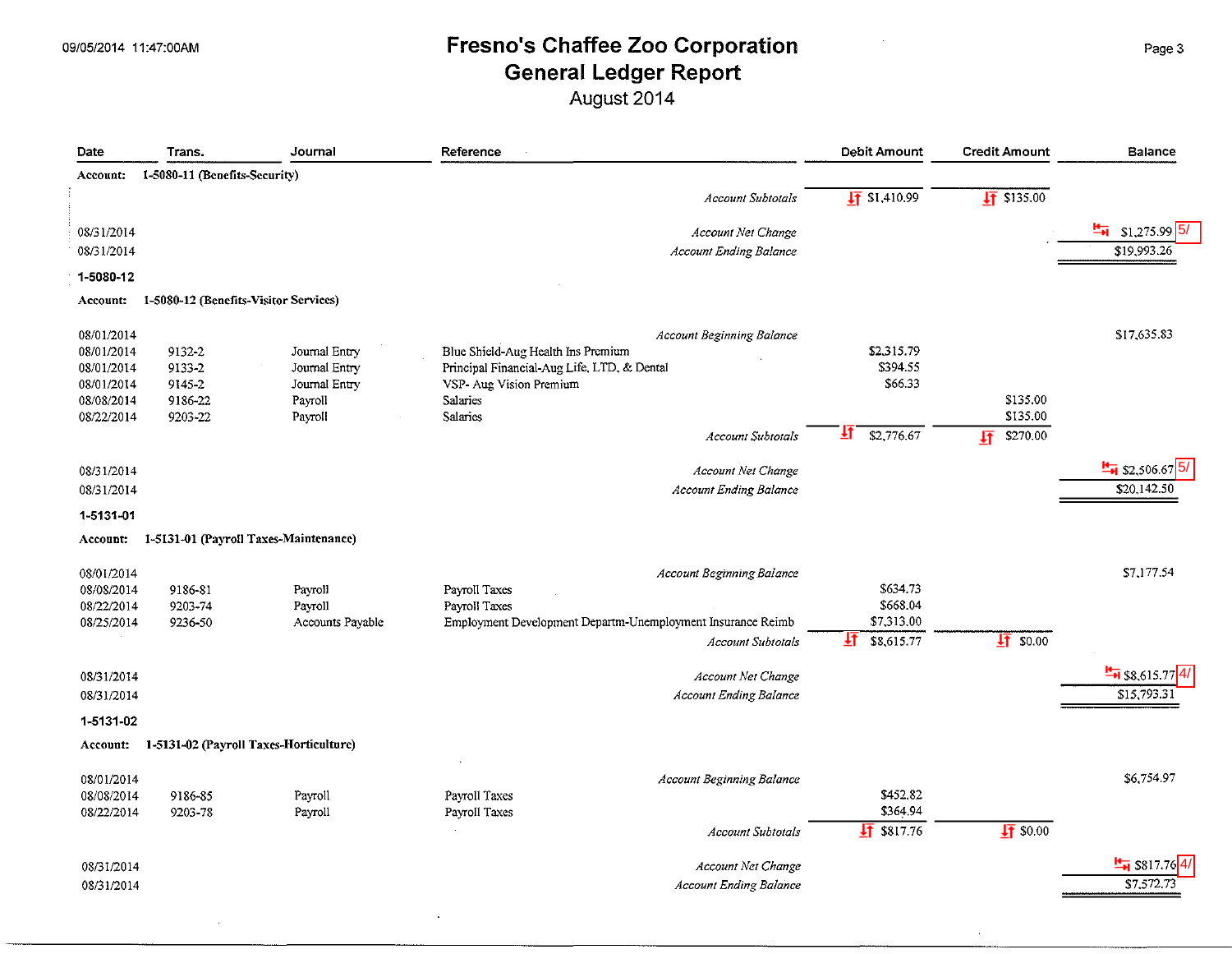# Fresno's Chaffee Zoo Corporation
## General Ledger Report
August 2014

| Date | Trans. | Journal | Reference | Debit Amount | Credit Amount | Balance |
|---|---|---|---|---|---|---|
| **Account:** | **1-5080-11 (Benefits-Security)** | | | | | |
| | | | *Account Subtotals* | $1,410.99 | $135.00 | |
| 08/31/2014 | | | *Account Net Change* | | | $1,275.99 5/ |
| 08/31/2014 | | | *Account Ending Balance* | | | $19,993.26 |
| **1-5080-12** | | | | | | |
| **Account:** | **1-5080-12 (Benefits-Visitor Services)** | | | | | |
| 08/01/2014 | | | *Account Beginning Balance* | | | $17,635.83 |
| 08/01/2014 | 9132-2 | Journal Entry | Blue Shield-Aug Health Ins Premium | $2,315.79 | | |
| 08/01/2014 | 9133-2 | Journal Entry | Principal Financial-Aug Life, LTD, & Dental | $394.55 | | |
| 08/01/2014 | 9145-2 | Journal Entry | VSP- Aug Vision Premium | $66.33 | | |
| 08/08/2014 | 9186-22 | Payroll | Salaries | | $135.00 | |
| 08/22/2014 | 9203-22 | Payroll | Salaries | | $135.00 | |
| | | | *Account Subtotals* | $2,776.67 | $270.00 | |
| 08/31/2014 | | | *Account Net Change* | | | $2,506.67 5/ |
| 08/31/2014 | | | *Account Ending Balance* | | | $20,142.50 |
| **1-5131-01** | | | | | | |
| **Account:** | **1-5131-01 (Payroll Taxes-Maintenance)** | | | | | |
| 08/01/2014 | | | *Account Beginning Balance* | | | $7,177.54 |
| 08/08/2014 | 9186-81 | Payroll | Payroll Taxes | $634.73 | | |
| 08/22/2014 | 9203-74 | Payroll | Payroll Taxes | $668.04 | | |
| 08/25/2014 | 9236-50 | Accounts Payable | Employment Development Departm-Unemployment Insurance Reimb | $7,313.00 | | |
| | | | *Account Subtotals* | $8,615.77 | $0.00 | |
| 08/31/2014 | | | *Account Net Change* | | | $8,615.77 4/ |
| 08/31/2014 | | | *Account Ending Balance* | | | $15,793.31 |
| **1-5131-02** | | | | | | |
| **Account:** | **1-5131-02 (Payroll Taxes-Horticulture)** | | | | | |
| 08/01/2014 | | | *Account Beginning Balance* | | | $6,754.97 |
| 08/08/2014 | 9186-85 | Payroll | Payroll Taxes | $452.82 | | |
| 08/22/2014 | 9203-78 | Payroll | Payroll Taxes | $364.94 | | |
| | | | *Account Subtotals* | $817.76 | $0.00 | |
| 08/31/2014 | | | *Account Net Change* | | | $817.76 4/ |
| 08/31/2014 | | | *Account Ending Balance* | | | $7,572.73 |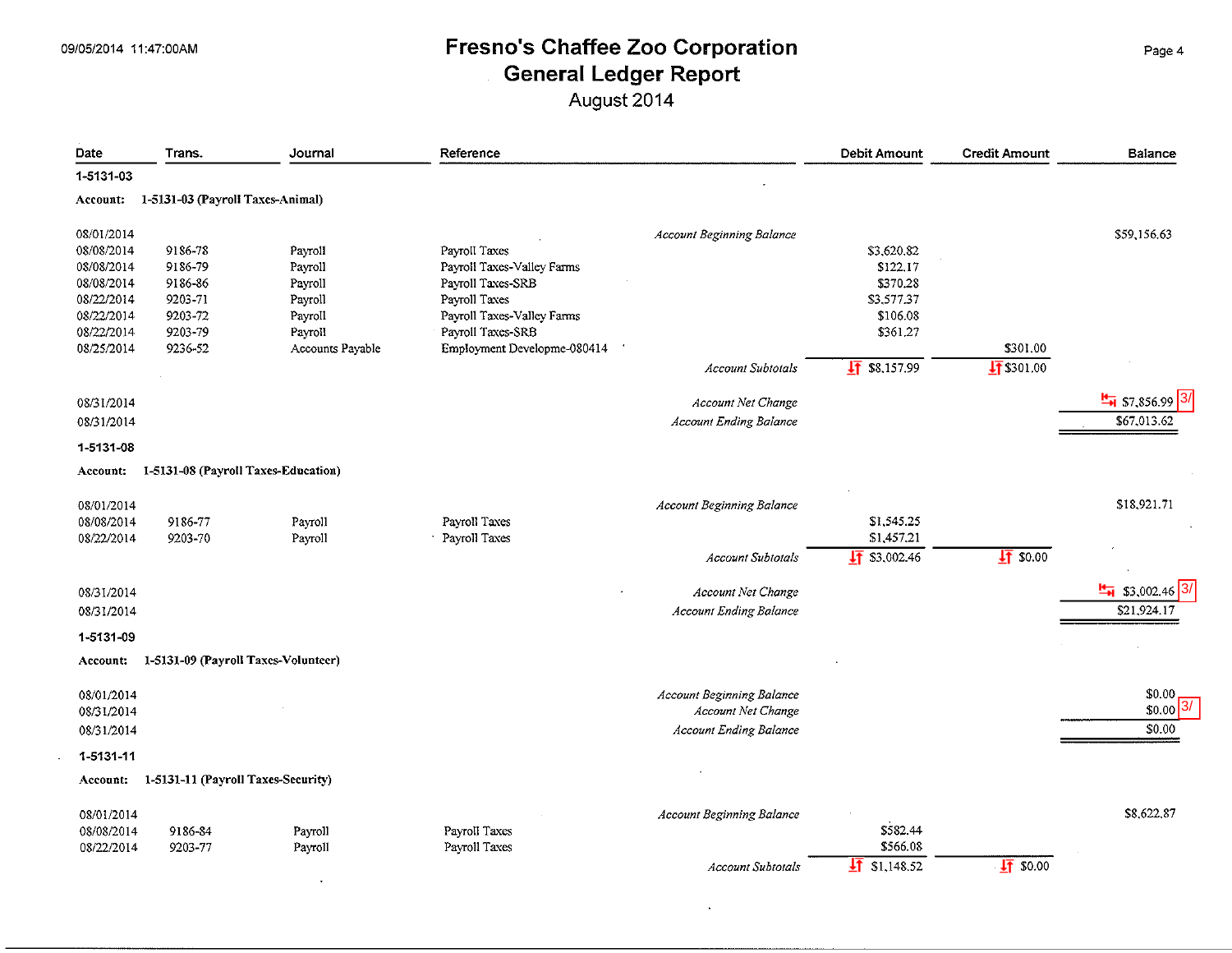# Fresno's Chaffee Zoo Corporation
## General Ledger Report
August 2014

09/05/2014 11:47:00AM

| Date | Trans. | Journal | Reference | | Debit Amount | Credit Amount | Balance |
|---|---|---|---|---|---|---|---|
| **1-5131-03** | | | | | | | |
| **Account: 1-5131-03 (Payroll Taxes-Animal)** | | | | | | | |
| 08/01/2014 | | | | *Account Beginning Balance* | | | $59,156.63 |
| 08/08/2014 | 9186-78 | Payroll | Payroll Taxes | | $3,620.82 | | |
| 08/08/2014 | 9186-79 | Payroll | Payroll Taxes-Valley Farms | | $122.17 | | |
| 08/08/2014 | 9186-86 | Payroll | Payroll Taxes-SRB | | $370.28 | | |
| 08/22/2014 | 9203-71 | Payroll | Payroll Taxes | | $3,577.37 | | |
| 08/22/2014 | 9203-72 | Payroll | Payroll Taxes-Valley Farms | | $106.08 | | |
| 08/22/2014 | 9203-79 | Payroll | Payroll Taxes-SRB | | $361.27 | | |
| 08/25/2014 | 9236-52 | Accounts Payable | Employment Developme-080414 | | | $301.00 | |
| | | | | *Account Subtotals* | $8,157.99 | $301.00 | |
| 08/31/2014 | | | | *Account Net Change* | | | $7,856.99 3/ |
| 08/31/2014 | | | | *Account Ending Balance* | | | $67,013.62 |
| **1-5131-08** | | | | | | | |
| **Account: 1-5131-08 (Payroll Taxes-Education)** | | | | | | | |
| 08/01/2014 | | | | *Account Beginning Balance* | | | $18,921.71 |
| 08/08/2014 | 9186-77 | Payroll | Payroll Taxes | | $1,545.25 | | |
| 08/22/2014 | 9203-70 | Payroll | Payroll Taxes | | $1,457.21 | | |
| | | | | *Account Subtotals* | $3,002.46 | $0.00 | |
| 08/31/2014 | | | | *Account Net Change* | | | $3,002.46 3/ |
| 08/31/2014 | | | | *Account Ending Balance* | | | $21,924.17 |
| **1-5131-09** | | | | | | | |
| **Account: 1-5131-09 (Payroll Taxes-Volunteer)** | | | | | | | |
| 08/01/2014 | | | | *Account Beginning Balance* | | | $0.00 |
| 08/31/2014 | | | | *Account Net Change* | | | $0.00 3/ |
| 08/31/2014 | | | | *Account Ending Balance* | | | $0.00 |
| **1-5131-11** | | | | | | | |
| **Account: 1-5131-11 (Payroll Taxes-Security)** | | | | | | | |
| 08/01/2014 | | | | *Account Beginning Balance* | | | $8,622.87 |
| 08/08/2014 | 9186-84 | Payroll | Payroll Taxes | | $582.44 | | |
| 08/22/2014 | 9203-77 | Payroll | Payroll Taxes | | $566.08 | | |
| | | | | *Account Subtotals* | $1,148.52 | $0.00 | |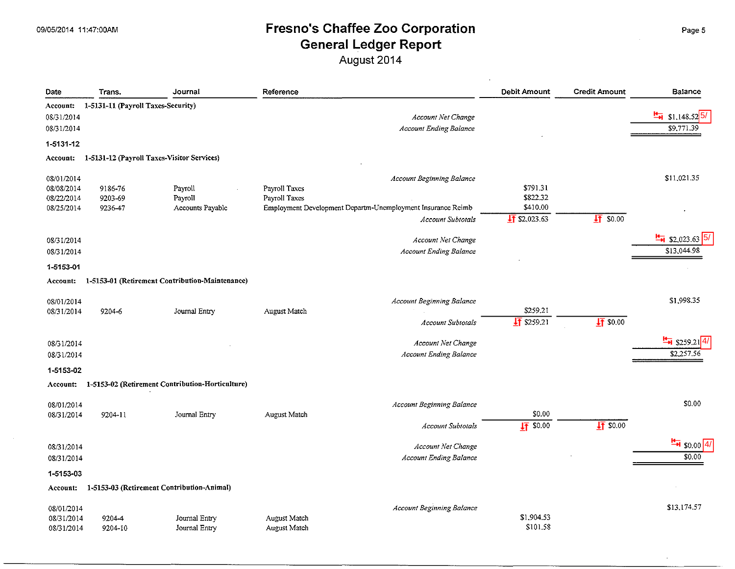# Fresno's Chaffee Zoo Corporation
## General Ledger Report
### August 2014

| Date | Trans. | Journal | Reference | Debit Amount | Credit Amount | Balance |
|---|---|---|---|---|---|---|
| **Account: 1-5131-11 (Payroll Taxes-Security)** | | | | | | |
| 08/31/2014 | | | *Account Net Change* | | | $1,148.52 5/ |
| 08/31/2014 | | | *Account Ending Balance* | | | $9,771.39 |
| **1-5131-12** | | | | | | |
| **Account: 1-5131-12 (Payroll Taxes-Visitor Services)** | | | | | | |
| 08/01/2014 | | | *Account Beginning Balance* | | | $11,021.35 |
| 08/08/2014 | 9186-76 | Payroll | Payroll Taxes | $791.31 | | |
| 08/22/2014 | 9203-69 | Payroll | Payroll Taxes | $822.32 | | |
| 08/25/2014 | 9236-47 | Accounts Payable | Employment Development Departm-Unemployment Insurance Reimb | $410.00 | | |
| | | | *Account Subtotals* | $2,023.63 | $0.00 | |
| 08/31/2014 | | | *Account Net Change* | | | $2,023.63 5/ |
| 08/31/2014 | | | *Account Ending Balance* | | | $13,044.98 |
| **1-5153-01** | | | | | | |
| **Account: 1-5153-01 (Retirement Contribution-Maintenance)** | | | | | | |
| 08/01/2014 | | | *Account Beginning Balance* | | | $1,998.35 |
| 08/31/2014 | 9204-6 | Journal Entry | August Match | $259.21 | | |
| | | | *Account Subtotals* | $259.21 | $0.00 | |
| 08/31/2014 | | | *Account Net Change* | | | $259.21 4/ |
| 08/31/2014 | | | *Account Ending Balance* | | | $2,257.56 |
| **1-5153-02** | | | | | | |
| **Account: 1-5153-02 (Retirement Contribution-Horticulture)** | | | | | | |
| 08/01/2014 | | | *Account Beginning Balance* | | | $0.00 |
| 08/31/2014 | 9204-11 | Journal Entry | August Match | $0.00 | | |
| | | | *Account Subtotals* | $0.00 | $0.00 | |
| 08/31/2014 | | | *Account Net Change* | | | $0.00 4/ |
| 08/31/2014 | | | *Account Ending Balance* | | | $0.00 |
| **1-5153-03** | | | | | | |
| **Account: 1-5153-03 (Retirement Contribution-Animal)** | | | | | | |
| 08/01/2014 | | | *Account Beginning Balance* | | | $13,174.57 |
| 08/31/2014 | 9204-4 | Journal Entry | August Match | $1,904.53 | | |
| 08/31/2014 | 9204-10 | Journal Entry | August Match | $101.58 | | |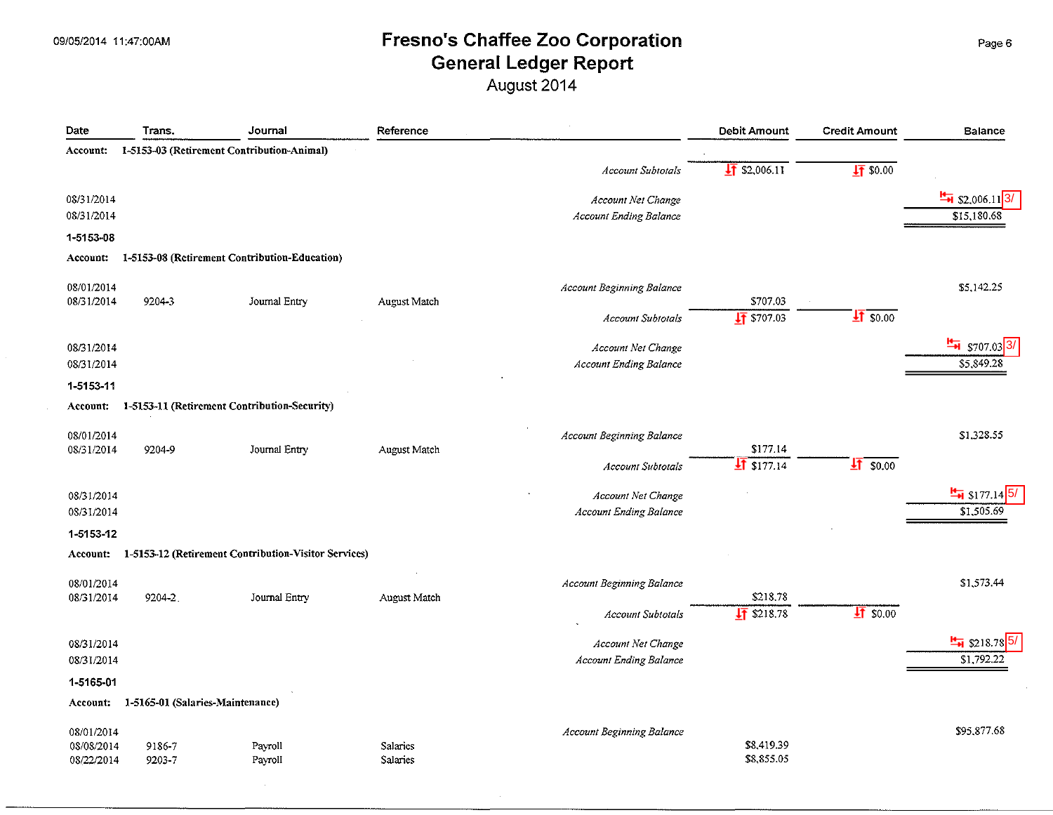# Fresno's Chaffee Zoo Corporation
## General Ledger Report
### August 2014

| Date | Trans. | Journal | Reference | | Debit Amount | Credit Amount | Balance |
|---|---|---|---|---|---|---|---|
| **Account: 1-5153-03 (Retirement Contribution-Animal)** | | | | | | | |
| | | | | *Account Subtotals* | $2,006.11 | $0.00 | |
| 08/31/2014 | | | | *Account Net Change* | | | $2,006.11 3/ |
| 08/31/2014 | | | | *Account Ending Balance* | | | $15,180.68 |
| **1-5153-08** | | | | | | | |
| **Account: 1-5153-08 (Retirement Contribution-Education)** | | | | | | | |
| 08/01/2014 | | | | *Account Beginning Balance* | | | $5,142.25 |
| 08/31/2014 | 9204-3 | Journal Entry | August Match | | $707.03 | | |
| | | | | *Account Subtotals* | $707.03 | $0.00 | |
| 08/31/2014 | | | | *Account Net Change* | | | $707.03 3/ |
| 08/31/2014 | | | | *Account Ending Balance* | | | $5,849.28 |
| **1-5153-11** | | | | | | | |
| **Account: 1-5153-11 (Retirement Contribution-Security)** | | | | | | | |
| 08/01/2014 | | | | *Account Beginning Balance* | | | $1,328.55 |
| 08/31/2014 | 9204-9 | Journal Entry | August Match | | $177.14 | | |
| | | | | *Account Subtotals* | $177.14 | $0.00 | |
| 08/31/2014 | | | | *Account Net Change* | | | $177.14 5/ |
| 08/31/2014 | | | | *Account Ending Balance* | | | $1,505.69 |
| **1-5153-12** | | | | | | | |
| **Account: 1-5153-12 (Retirement Contribution-Visitor Services)** | | | | | | | |
| 08/01/2014 | | | | *Account Beginning Balance* | | | $1,573.44 |
| 08/31/2014 | 9204-2 | Journal Entry | August Match | | $218.78 | | |
| | | | | *Account Subtotals* | $218.78 | $0.00 | |
| 08/31/2014 | | | | *Account Net Change* | | | $218.78 5/ |
| 08/31/2014 | | | | *Account Ending Balance* | | | $1,792.22 |
| **1-5165-01** | | | | | | | |
| **Account: 1-5165-01 (Salaries-Maintenance)** | | | | | | | |
| 08/01/2014 | | | | *Account Beginning Balance* | | | $95,877.68 |
| 08/08/2014 | 9186-7 | Payroll | Salaries | | $8,419.39 | | |
| 08/22/2014 | 9203-7 | Payroll | Salaries | | $8,855.05 | | |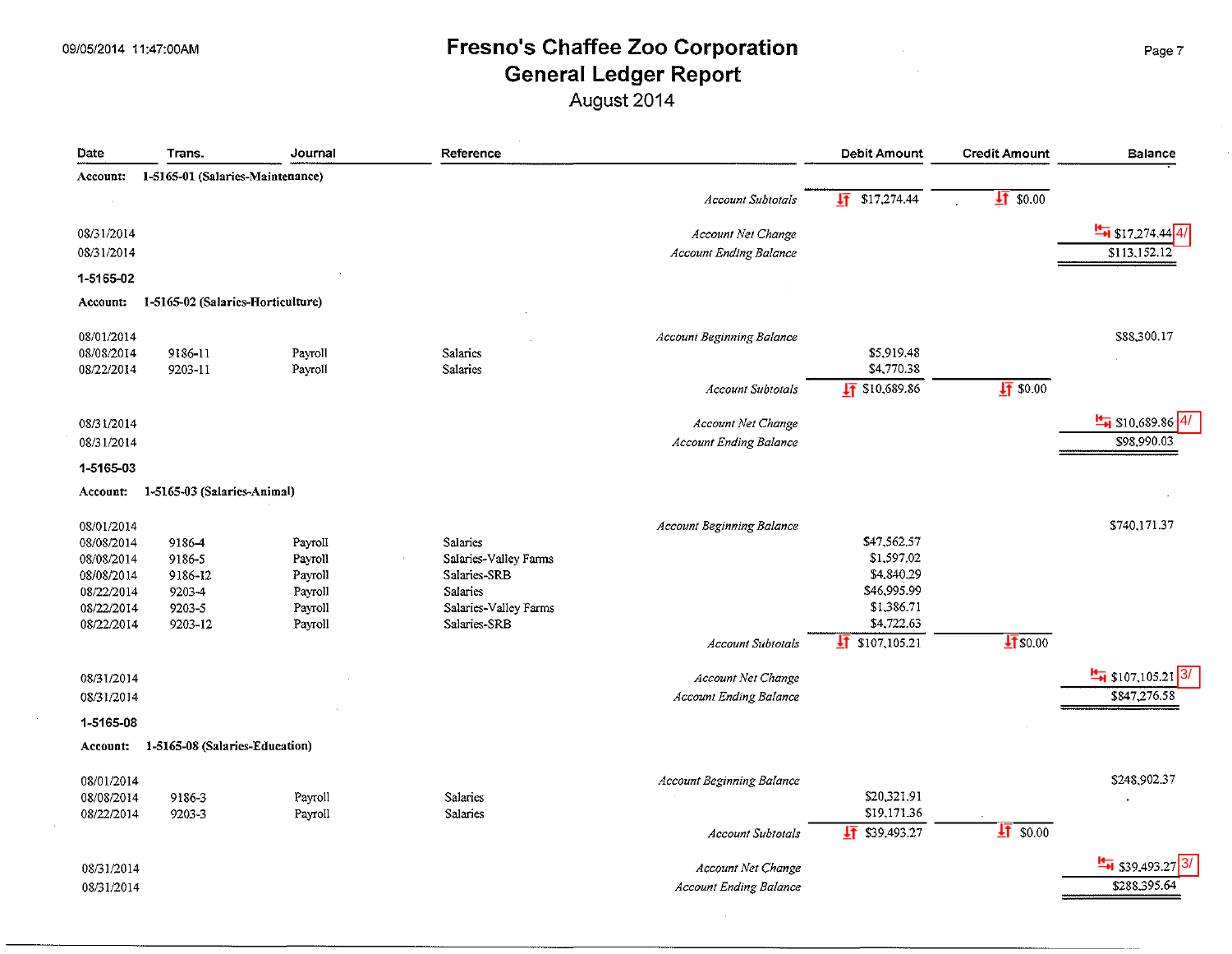# Fresno's Chaffee Zoo Corporation
## General Ledger Report
### August 2014

09/05/2014 11:47:00AM

| Date | Trans. | Journal | Reference | | Debit Amount | Credit Amount | Balance |
|---|---|---|---|---|---|---|---|
| **Account: 1-5165-01 (Salaries-Maintenance)** | | | | | | | |
| | | | | *Account Subtotals* | $17,274.44 | $0.00 | |
| 08/31/2014 | | | | *Account Net Change* | | | $17,274.44 4/ |
| 08/31/2014 | | | | *Account Ending Balance* | | | $113,152.12 |
| **1-5165-02** | | | | | | | |
| **Account: 1-5165-02 (Salaries-Horticulture)** | | | | | | | |
| 08/01/2014 | | | | *Account Beginning Balance* | | | $88,300.17 |
| 08/08/2014 | 9186-11 | Payroll | Salaries | | $5,919.48 | | |
| 08/22/2014 | 9203-11 | Payroll | Salaries | | $4,770.38 | | |
| | | | | *Account Subtotals* | $10,689.86 | $0.00 | |
| 08/31/2014 | | | | *Account Net Change* | | | $10,689.86 4/ |
| 08/31/2014 | | | | *Account Ending Balance* | | | $98,990.03 |
| **1-5165-03** | | | | | | | |
| **Account: 1-5165-03 (Salaries-Animal)** | | | | | | | |
| 08/01/2014 | | | | *Account Beginning Balance* | | | $740,171.37 |
| 08/08/2014 | 9186-4 | Payroll | Salaries | | $47,562.57 | | |
| 08/08/2014 | 9186-5 | Payroll | Salaries-Valley Farms | | $1,597.02 | | |
| 08/08/2014 | 9186-12 | Payroll | Salaries-SRB | | $4,840.29 | | |
| 08/22/2014 | 9203-4 | Payroll | Salaries | | $46,995.99 | | |
| 08/22/2014 | 9203-5 | Payroll | Salaries-Valley Farms | | $1,386.71 | | |
| 08/22/2014 | 9203-12 | Payroll | Salaries-SRB | | $4,722.63 | | |
| | | | | *Account Subtotals* | $107,105.21 | $0.00 | |
| 08/31/2014 | | | | *Account Net Change* | | | $107,105.21 3/ |
| 08/31/2014 | | | | *Account Ending Balance* | | | $847,276.58 |
| **1-5165-08** | | | | | | | |
| **Account: 1-5165-08 (Salaries-Education)** | | | | | | | |
| 08/01/2014 | | | | *Account Beginning Balance* | | | $248,902.37 |
| 08/08/2014 | 9186-3 | Payroll | Salaries | | $20,321.91 | | |
| 08/22/2014 | 9203-3 | Payroll | Salaries | | $19,171.36 | | |
| | | | | *Account Subtotals* | $39,493.27 | $0.00 | |
| 08/31/2014 | | | | *Account Net Change* | | | $39,493.27 3/ |
| 08/31/2014 | | | | *Account Ending Balance* | | | $288,395.64 |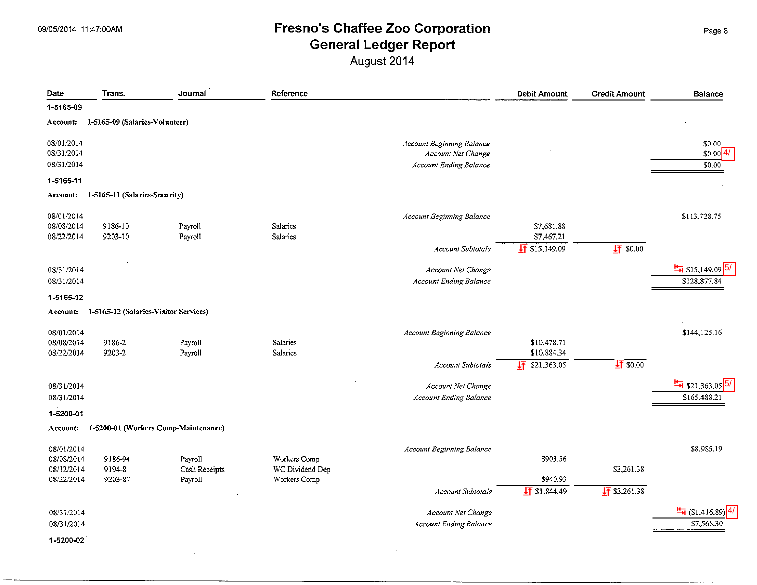# Fresno's Chaffee Zoo Corporation
## General Ledger Report
### August 2014

09/05/2014 11:47:00AM

| Date | Trans. | Journal | Reference | | Debit Amount | Credit Amount | Balance |
|---|---|---|---|---|---|---|---|
| **1-5165-09** | | | | | | | |
| **Account: 1-5165-09 (Salaries-Volunteer)** | | | | | | | |
| 08/01/2014 | | | | *Account Beginning Balance* | | | $0.00 |
| 08/31/2014 | | | | *Account Net Change* | | | $0.00 4/ |
| 08/31/2014 | | | | *Account Ending Balance* | | | $0.00 |
| **1-5165-11** | | | | | | | |
| **Account: 1-5165-11 (Salaries-Security)** | | | | | | | |
| 08/01/2014 | | | | *Account Beginning Balance* | | | $113,728.75 |
| 08/08/2014 | 9186-10 | Payroll | Salaries | | $7,681.88 | | |
| 08/22/2014 | 9203-10 | Payroll | Salaries | | $7,467.21 | | |
| | | | | *Account Subtotals* | $15,149.09 | $0.00 | |
| 08/31/2014 | | | | *Account Net Change* | | | $15,149.09 5/ |
| 08/31/2014 | | | | *Account Ending Balance* | | | $128,877.84 |
| **1-5165-12** | | | | | | | |
| **Account: 1-5165-12 (Salaries-Visitor Services)** | | | | | | | |
| 08/01/2014 | | | | *Account Beginning Balance* | | | $144,125.16 |
| 08/08/2014 | 9186-2 | Payroll | Salaries | | $10,478.71 | | |
| 08/22/2014 | 9203-2 | Payroll | Salaries | | $10,884.34 | | |
| | | | | *Account Subtotals* | $21,363.05 | $0.00 | |
| 08/31/2014 | | | | *Account Net Change* | | | $21,363.05 5/ |
| 08/31/2014 | | | | *Account Ending Balance* | | | $165,488.21 |
| **1-5200-01** | | | | | | | |
| **Account: 1-5200-01 (Workers Comp-Maintenance)** | | | | | | | |
| 08/01/2014 | | | | *Account Beginning Balance* | | | $8,985.19 |
| 08/08/2014 | 9186-94 | Payroll | Workers Comp | | $903.56 | | |
| 08/12/2014 | 9194-8 | Cash Receipts | WC Dividend Dep | | | $3,261.38 | |
| 08/22/2014 | 9203-87 | Payroll | Workers Comp | | $940.93 | | |
| | | | | *Account Subtotals* | $1,844.49 | $3,261.38 | |
| 08/31/2014 | | | | *Account Net Change* | | | ($1,416.89) 4/ |
| 08/31/2014 | | | | *Account Ending Balance* | | | $7,568.30 |
| **1-5200-02** | | | | | | | |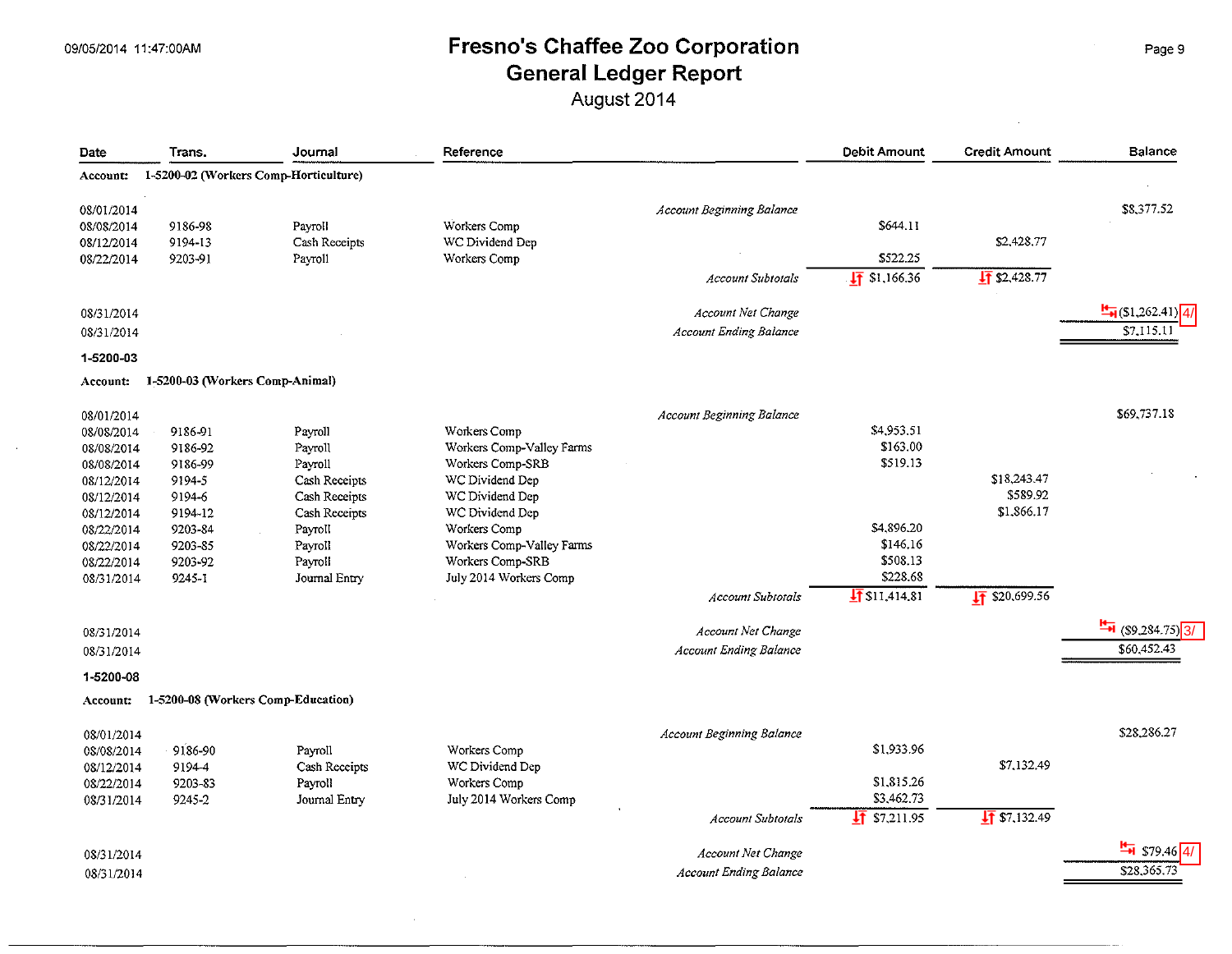# Fresno's Chaffee Zoo Corporation

## General Ledger Report

August 2014

09/05/2014 11:47:00AM

| Date | Trans. | Journal | Reference | | Debit Amount | Credit Amount | Balance |
|---|---|---|---|---|---|---|---|
| **Account: 1-5200-02 (Workers Comp-Horticulture)** | | | | | | | |
| 08/01/2014 | | | | *Account Beginning Balance* | | | $8,377.52 |
| 08/08/2014 | 9186-98 | Payroll | Workers Comp | | $644.11 | | |
| 08/12/2014 | 9194-13 | Cash Receipts | WC Dividend Dep | | | $2,428.77 | |
| 08/22/2014 | 9203-91 | Payroll | Workers Comp | | $522.25 | | |
| | | | | *Account Subtotals* | $1,166.36 | $2,428.77 | |
| 08/31/2014 | | | | *Account Net Change* | | | ($1,262.41) 4/ |
| 08/31/2014 | | | | *Account Ending Balance* | | | $7,115.11 |
| **1-5200-03** | | | | | | | |
| **Account: 1-5200-03 (Workers Comp-Animal)** | | | | | | | |
| 08/01/2014 | | | | *Account Beginning Balance* | | | $69,737.18 |
| 08/08/2014 | 9186-91 | Payroll | Workers Comp | | $4,953.51 | | |
| 08/08/2014 | 9186-92 | Payroll | Workers Comp-Valley Farms | | $163.00 | | |
| 08/08/2014 | 9186-99 | Payroll | Workers Comp-SRB | | $519.13 | | |
| 08/12/2014 | 9194-5 | Cash Receipts | WC Dividend Dep | | | $18,243.47 | |
| 08/12/2014 | 9194-6 | Cash Receipts | WC Dividend Dep | | | $589.92 | |
| 08/12/2014 | 9194-12 | Cash Receipts | WC Dividend Dep | | | $1,866.17 | |
| 08/22/2014 | 9203-84 | Payroll | Workers Comp | | $4,896.20 | | |
| 08/22/2014 | 9203-85 | Payroll | Workers Comp-Valley Farms | | $146.16 | | |
| 08/22/2014 | 9203-92 | Payroll | Workers Comp-SRB | | $508.13 | | |
| 08/31/2014 | 9245-1 | Journal Entry | July 2014 Workers Comp | | $228.68 | | |
| | | | | *Account Subtotals* | $11,414.81 | $20,699.56 | |
| 08/31/2014 | | | | *Account Net Change* | | | ($9,284.75) 3/ |
| 08/31/2014 | | | | *Account Ending Balance* | | | $60,452.43 |
| **1-5200-08** | | | | | | | |
| **Account: 1-5200-08 (Workers Comp-Education)** | | | | | | | |
| 08/01/2014 | | | | *Account Beginning Balance* | | | $28,286.27 |
| 08/08/2014 | 9186-90 | Payroll | Workers Comp | | $1,933.96 | | |
| 08/12/2014 | 9194-4 | Cash Receipts | WC Dividend Dep | | | $7,132.49 | |
| 08/22/2014 | 9203-83 | Payroll | Workers Comp | | $1,815.26 | | |
| 08/31/2014 | 9245-2 | Journal Entry | July 2014 Workers Comp | | $3,462.73 | | |
| | | | | *Account Subtotals* | $7,211.95 | $7,132.49 | |
| 08/31/2014 | | | | *Account Net Change* | | | $79.46 4/ |
| 08/31/2014 | | | | *Account Ending Balance* | | | $28,365.73 |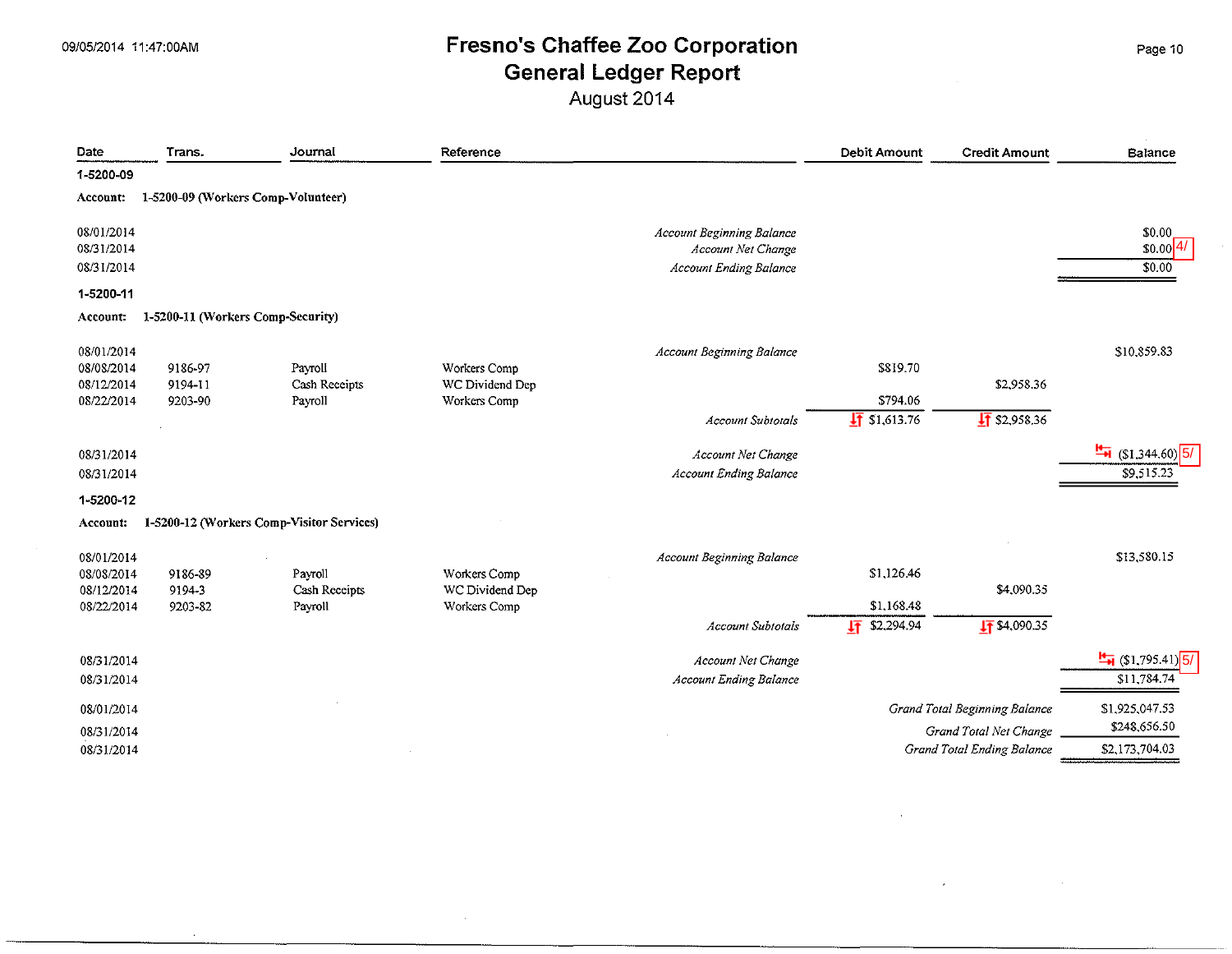# Fresno's Chaffee Zoo Corporation
## General Ledger Report
August 2014

| Date | Trans. | Journal | Reference | | Debit Amount | Credit Amount | Balance |
|---|---|---|---|---|---|---|---|
| **1-5200-09** | | | | | | | |
| **Account: 1-5200-09 (Workers Comp-Volunteer)** | | | | | | | |
| 08/01/2014 | | | | *Account Beginning Balance* | | | $0.00 |
| 08/31/2014 | | | | *Account Net Change* | | | $0.00 4/ |
| 08/31/2014 | | | | *Account Ending Balance* | | | $0.00 |
| **1-5200-11** | | | | | | | |
| **Account: 1-5200-11 (Workers Comp-Security)** | | | | | | | |
| 08/01/2014 | | | | *Account Beginning Balance* | | | $10,859.83 |
| 08/08/2014 | 9186-97 | Payroll | Workers Comp | | $819.70 | | |
| 08/12/2014 | 9194-11 | Cash Receipts | WC Dividend Dep | | | $2,958.36 | |
| 08/22/2014 | 9203-90 | Payroll | Workers Comp | | $794.06 | | |
| | | | | *Account Subtotals* | $1,613.76 | $2,958.36 | |
| 08/31/2014 | | | | *Account Net Change* | | | ($1,344.60) 5/ |
| 08/31/2014 | | | | *Account Ending Balance* | | | $9,515.23 |
| **1-5200-12** | | | | | | | |
| **Account: 1-5200-12 (Workers Comp-Visitor Services)** | | | | | | | |
| 08/01/2014 | | | | *Account Beginning Balance* | | | $13,580.15 |
| 08/08/2014 | 9186-89 | Payroll | Workers Comp | | $1,126.46 | | |
| 08/12/2014 | 9194-3 | Cash Receipts | WC Dividend Dep | | | $4,090.35 | |
| 08/22/2014 | 9203-82 | Payroll | Workers Comp | | $1,168.48 | | |
| | | | | *Account Subtotals* | $2,294.94 | $4,090.35 | |
| 08/31/2014 | | | | *Account Net Change* | | | ($1,795.41) 5/ |
| 08/31/2014 | | | | *Account Ending Balance* | | | $11,784.74 |
| 08/01/2014 | | | | | | *Grand Total Beginning Balance* | $1,925,047.53 |
| 08/31/2014 | | | | | | *Grand Total Net Change* | $248,656.50 |
| 08/31/2014 | | | | | | *Grand Total Ending Balance* | $2,173,704.03 |